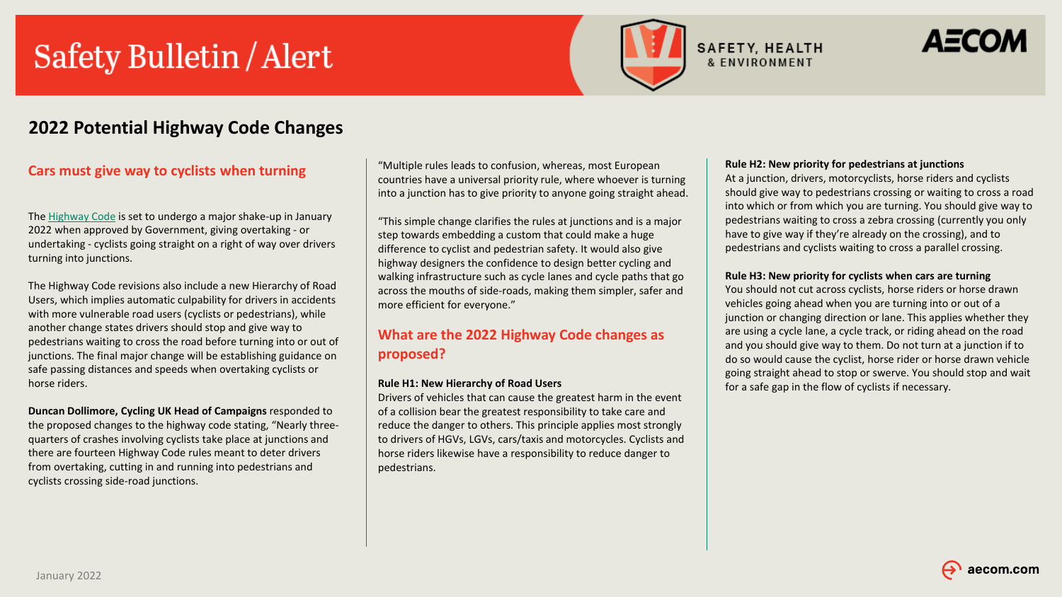# Safety Bulletin / Alert

SAFETY, HEALTH & ENVIRONMENT

AECOM

## 2022 Potential Highway Code Changes

### Cars must give way to cyclists when turning

The [Highway Code](Highway Code) is set to undergo a major shake-up in January 2022 when approved by Government, giving overtaking - or undertaking - cyclists going straight on a right of way over drivers turning into junctions.

The Highway Code revisions also include a new Hierarchy of Road Users, which implies automatic culpability for drivers in accidents with more vulnerable road users (cyclists or pedestrians), while another change states drivers should stop and give way to pedestrians waiting to cross the road before turning into or out of junctions. The final major change will be establishing guidance on safe passing distances and speeds when overtaking cyclists or horse riders.

**Duncan Dollimore, Cycling UK Head of Campaigns** responded to the proposed changes to the highway code stating, "Nearly three-quarters of crashes involving cyclists take place at junctions and there are fourteen Highway Code rules meant to deter drivers from overtaking, cutting in and running into pedestrians and cyclists crossing side-road junctions.

"Multiple rules leads to confusion, whereas, most European countries have a universal priority rule, where whoever is turning into a junction has to give priority to anyone going straight ahead.

"This simple change clarifies the rules at junctions and is a major step towards embedding a custom that could make a huge difference to cyclist and pedestrian safety. It would also give highway designers the confidence to design better cycling and walking infrastructure such as cycle lanes and cycle paths that go across the mouths of side-roads, making them simpler, safer and more efficient for everyone."

### What are the 2022 Highway Code changes as proposed?

**Rule H1: New Hierarchy of Road Users**

Drivers of vehicles that can cause the greatest harm in the event of a collision bear the greatest responsibility to take care and reduce the danger to others. This principle applies most strongly to drivers of HGVs, LGVs, cars/taxis and motorcycles. Cyclists and horse riders likewise have a responsibility to reduce danger to pedestrians.

**Rule H2: New priority for pedestrians at junctions**

At a junction, drivers, motorcyclists, horse riders and cyclists should give way to pedestrians crossing or waiting to cross a road into which or from which you are turning. You should give way to pedestrians waiting to cross a zebra crossing (currently you only have to give way if they're already on the crossing), and to pedestrians and cyclists waiting to cross a parallel crossing.

**Rule H3: New priority for cyclists when cars are turning**

You should not cut across cyclists, horse riders or horse drawn vehicles going ahead when you are turning into or out of a junction or changing direction or lane. This applies whether they are using a cycle lane, a cycle track, or riding ahead on the road and you should give way to them. Do not turn at a junction if to do so would cause the cyclist, horse rider or horse drawn vehicle going straight ahead to stop or swerve. You should stop and wait for a safe gap in the flow of cyclists if necessary.

January 2022

aecom.com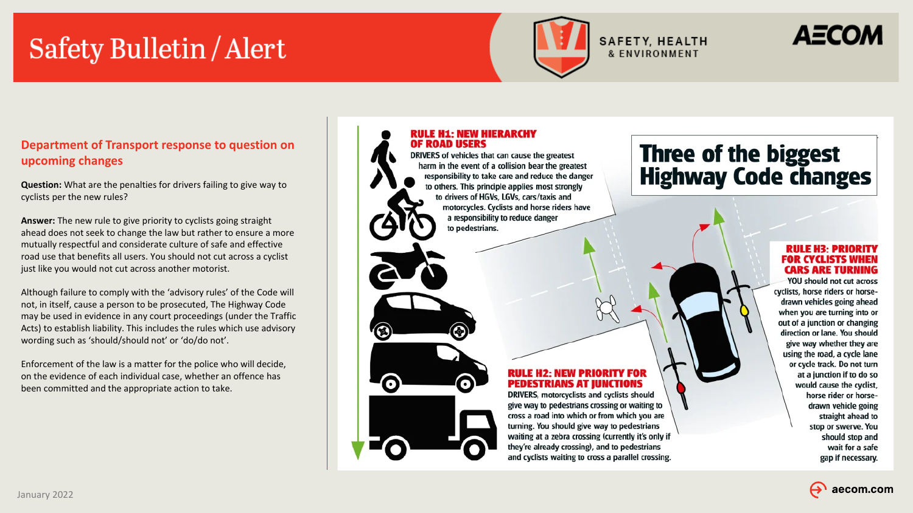# Safety Bulletin / Alert

SAFETY, HEALTH & ENVIRONMENT

AECOM

## Department of Transport response to question on upcoming changes

**Question:** What are the penalties for drivers failing to give way to cyclists per the new rules?

**Answer:** The new rule to give priority to cyclists going straight ahead does not seek to change the law but rather to ensure a more mutually respectful and considerate culture of safe and effective road use that benefits all users. You should not cut across a cyclist just like you would not cut across another motorist.

Although failure to comply with the 'advisory rules' of the Code will not, in itself, cause a person to be prosecuted, The Highway Code may be used in evidence in any court proceedings (under the Traffic Acts) to establish liability. This includes the rules which use advisory wording such as 'should/should not' or 'do/do not'.

Enforcement of the law is a matter for the police who will decide, on the evidence of each individual case, whether an offence has been committed and the appropriate action to take.

## Three of the biggest Highway Code changes

**RULE H1: NEW HIERARCHY OF ROAD USERS**

DRIVERS of vehicles that can cause the greatest harm in the event of a collision bear the greatest responsibility to take care and reduce the danger to others. This principle applies most strongly to drivers of HGVs, LGVs, cars/taxis and motorcycles. Cyclists and horse riders have a responsibility to reduce danger to pedestrians.

**RULE H2: NEW PRIORITY FOR PEDESTRIANS AT JUNCTIONS**

DRIVERS, motorcyclists and cyclists should give way to pedestrians crossing or waiting to cross a road into which or from which you are turning. You should give way to pedestrians waiting at a zebra crossing (currently it's only if they're already crossing), and to pedestrians and cyclists waiting to cross a parallel crossing.

**RULE H3: PRIORITY FOR CYCLISTS WHEN CARS ARE TURNING**

YOU should not cut across cyclists, horse riders or horse-drawn vehicles going ahead when you are turning into or out of a junction or changing direction or lane. You should give way whether they are using the road, a cycle lane or cycle track. Do not turn at a junction if to do so would cause the cyclist, horse rider or horse-drawn vehicle going straight ahead to stop or swerve. You should stop and wait for a safe gap if necessary.

January 2022

aecom.com